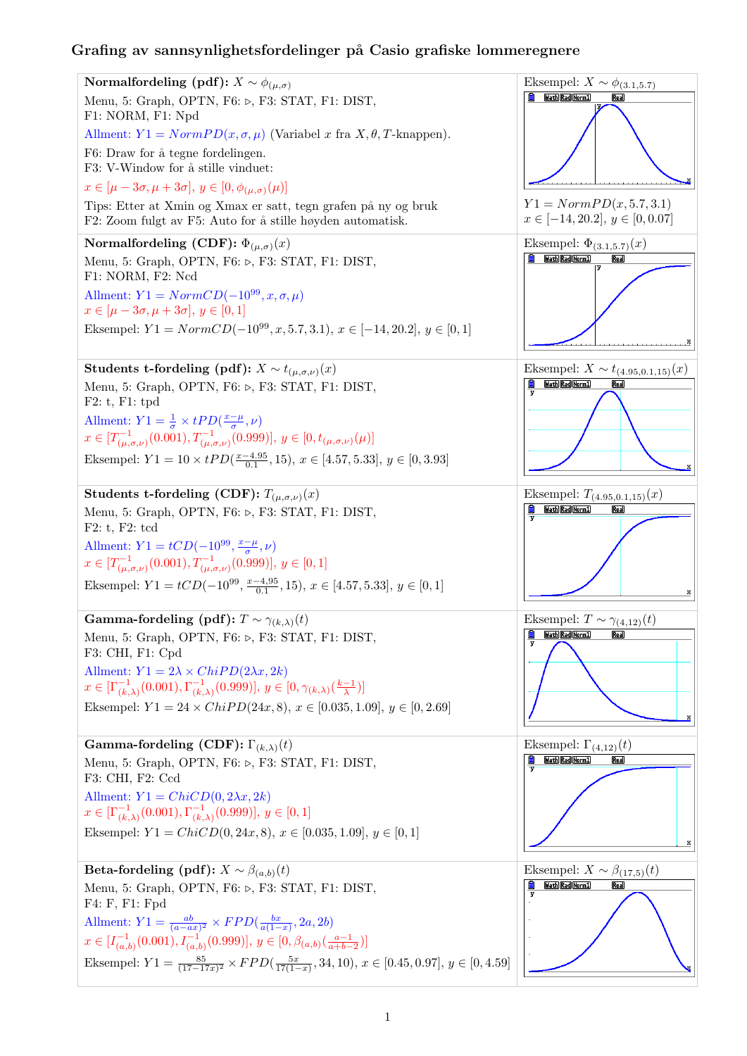# Grafing av sannsynlighetsfordelinger på Casio grafiske lommeregnere

**Normalfordeling (pdf):** $X \sim \phi_{(\mu,\sigma)}$

Menu, 5: Graph, OPTN, F6: ▷, F3: STAT, F1: DIST, F1: NORM, F1: Npd

Allment: $Y1 = NormPD(x, \sigma, \mu)$ (Variabel $x$ fra $X, \theta, T$-knappen).

F6: Draw for å tegne fordelingen.
F3: V-Window for å stille vinduet:

$x \in [\mu - 3\sigma, \mu + 3\sigma]$, $y \in [0, \phi_{(\mu,\sigma)}(\mu)]$

Tips: Etter at Xmin og Xmax er satt, tegn grafen på ny og bruk F2: Zoom fulgt av F5: Auto for å stille høyden automatisk.

Eksempel: $X \sim \phi_{(3.1,5.7)}$

$Y1 = NormPD(x, 5.7, 3.1)$
$x \in [-14, 20.2]$, $y \in [0, 0.07]$

**Normalfordeling (CDF):** $\Phi_{(\mu,\sigma)}(x)$

Menu, 5: Graph, OPTN, F6: ▷, F3: STAT, F1: DIST, F1: NORM, F2: Ncd

Allment: $Y1 = NormCD(-10^{99}, x, \sigma, \mu)$
$x \in [\mu - 3\sigma, \mu + 3\sigma]$, $y \in [0, 1]$

Eksempel: $Y1 = NormCD(-10^{99}, x, 5.7, 3.1)$, $x \in [-14, 20.2]$, $y \in [0, 1]$

Eksempel: $\Phi_{(3.1,5.7)}(x)$

**Students t-fordeling (pdf):** $X \sim t_{(\mu,\sigma,\nu)}(x)$

Menu, 5: Graph, OPTN, F6: ▷, F3: STAT, F1: DIST, F2: t, F1: tpd

Allment: $Y1 = \frac{1}{\sigma} \times tPD(\frac{x-\mu}{\sigma}, \nu)$
$x \in [T^{-1}_{(\mu,\sigma,\nu)}(0.001), T^{-1}_{(\mu,\sigma,\nu)}(0.999)]$, $y \in [0, t_{(\mu,\sigma,\nu)}(\mu)]$

Eksempel: $Y1 = 10 \times tPD(\frac{x-4.95}{0.1}, 15)$, $x \in [4.57, 5.33]$, $y \in [0, 3.93]$

Eksempel: $X \sim t_{(4.95,0.1,15)}(x)$

**Students t-fordeling (CDF):** $T_{(\mu,\sigma,\nu)}(x)$

Menu, 5: Graph, OPTN, F6: ▷, F3: STAT, F1: DIST, F2: t, F2: tcd

Allment: $Y1 = tCD(-10^{99}, \frac{x-\mu}{\sigma}, \nu)$
$x \in [T^{-1}_{(\mu,\sigma,\nu)}(0.001), T^{-1}_{(\mu,\sigma,\nu)}(0.999)]$, $y \in [0, 1]$

Eksempel: $Y1 = tCD(-10^{99}, \frac{x-4.95}{0.1}, 15)$, $x \in [4.57, 5.33]$, $y \in [0, 1]$

Eksempel: $T_{(4.95,0.1,15)}(x)$

**Gamma-fordeling (pdf):** $T \sim \gamma_{(k,\lambda)}(t)$

Menu, 5: Graph, OPTN, F6: ▷, F3: STAT, F1: DIST, F3: CHI, F1: Cpd

Allment: $Y1 = 2\lambda \times ChiPD(2\lambda x, 2k)$
$x \in [\Gamma^{-1}_{(k,\lambda)}(0.001), \Gamma^{-1}_{(k,\lambda)}(0.999)]$, $y \in [0, \gamma_{(k,\lambda)}(\frac{k-1}{\lambda})]$

Eksempel: $Y1 = 24 \times ChiPD(24x, 8)$, $x \in [0.035, 1.09]$, $y \in [0, 2.69]$

Eksempel: $T \sim \gamma_{(4,12)}(t)$

**Gamma-fordeling (CDF):** $\Gamma_{(k,\lambda)}(t)$

Menu, 5: Graph, OPTN, F6: ▷, F3: STAT, F1: DIST, F3: CHI, F2: Ccd

Allment: $Y1 = ChiCD(0, 2\lambda x, 2k)$
$x \in [\Gamma^{-1}_{(k,\lambda)}(0.001), \Gamma^{-1}_{(k,\lambda)}(0.999)]$, $y \in [0, 1]$

Eksempel: $Y1 = ChiCD(0, 24x, 8)$, $x \in [0.035, 1.09]$, $y \in [0, 1]$

Eksempel: $\Gamma_{(4,12)}(t)$

**Beta-fordeling (pdf):** $X \sim \beta_{(a,b)}(t)$

Menu, 5: Graph, OPTN, F6: ▷, F3: STAT, F1: DIST, F4: F, F1: Fpd

Allment: $Y1 = \frac{ab}{(a-ax)^2} \times FPD(\frac{bx}{a(1-x)}, 2a, 2b)$
$x \in [I^{-1}_{(a,b)}(0.001), I^{-1}_{(a,b)}(0.999)]$, $y \in [0, \beta_{(a,b)}(\frac{a-1}{a+b-2})]$

Eksempel: $Y1 = \frac{85}{(17-17x)^2} \times FPD(\frac{5x}{17(1-x)}, 34, 10)$, $x \in [0.45, 0.97]$, $y \in [0, 4.59]$

Eksempel: $X \sim \beta_{(17,5)}(t)$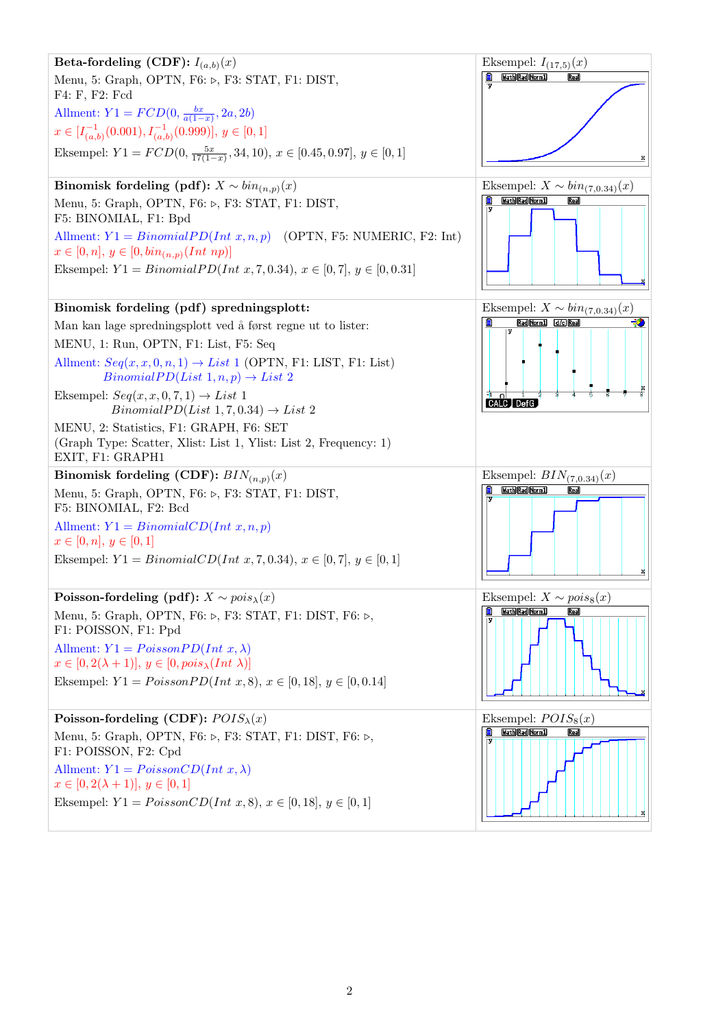| | |
|---|---|
| **Beta-fordeling (CDF):** $I_{(a,b)}(x)$<br>Menu, 5: Graph, OPTN, F6: ▷, F3: STAT, F1: DIST, F4: F, F2: Fcd<br>Allment: $Y1 = FCD(0, \frac{bx}{a(1-x)}, 2a, 2b)$<br>$x \in [I^{-1}_{(a,b)}(0.001), I^{-1}_{(a,b)}(0.999)]$, $y \in [0,1]$<br>Eksempel: $Y1 = FCD(0, \frac{5x}{17(1-x)}, 34, 10)$, $x \in [0.45, 0.97]$, $y \in [0,1]$ | Eksempel: $I_{(17,5)}(x)$ |
| **Binomisk fordeling (pdf):** $X \sim bin_{(n,p)}(x)$<br>Menu, 5: Graph, OPTN, F6: ▷, F3: STAT, F1: DIST, F5: BINOMIAL, F1: Bpd<br>Allment: $Y1 = BinomialPD(Int\ x, n, p)$ (OPTN, F5: NUMERIC, F2: Int)<br>$x \in [0, n]$, $y \in [0, bin_{(n,p)}(Int\ np)]$<br>Eksempel: $Y1 = BinomialPD(Int\ x, 7, 0.34)$, $x \in [0,7]$, $y \in [0, 0.31]$ | Eksempel: $X \sim bin_{(7,0.34)}(x)$ |
| **Binomisk fordeling (pdf) spredningsplott:**<br>Man kan lage spredningsplott ved å først regne ut to lister:<br>MENU, 1: Run, OPTN, F1: List, F5: Seq<br>Allment: $Seq(x, x, 0, n, 1) \rightarrow List\ 1$ (OPTN, F1: LIST, F1: List)<br>$BinomialPD(List\ 1, n, p) \rightarrow List\ 2$<br>Eksempel: $Seq(x, x, 0, 7, 1) \rightarrow List\ 1$<br>$BinomialPD(List\ 1, 7, 0.34) \rightarrow List\ 2$<br>MENU, 2: Statistics, F1: GRAPH, F6: SET<br>(Graph Type: Scatter, Xlist: List 1, Ylist: List 2, Frequency: 1)<br>EXIT, F1: GRAPH1 | Eksempel: $X \sim bin_{(7,0.34)}(x)$ |
| **Binomisk fordeling (CDF):** $BIN_{(n,p)}(x)$<br>Menu, 5: Graph, OPTN, F6: ▷, F3: STAT, F1: DIST, F5: BINOMIAL, F2: Bcd<br>Allment: $Y1 = BinomialCD(Int\ x, n, p)$<br>$x \in [0, n]$, $y \in [0,1]$<br>Eksempel: $Y1 = BinomialCD(Int\ x, 7, 0.34)$, $x \in [0,7]$, $y \in [0,1]$ | Eksempel: $BIN_{(7,0.34)}(x)$ |
| **Poisson-fordeling (pdf):** $X \sim pois_\lambda(x)$<br>Menu, 5: Graph, OPTN, F6: ▷, F3: STAT, F1: DIST, F6: ▷, F1: POISSON, F1: Ppd<br>Allment: $Y1 = PoissonPD(Int\ x, \lambda)$<br>$x \in [0, 2(\lambda+1)]$, $y \in [0, pois_\lambda(Int\ \lambda)]$<br>Eksempel: $Y1 = PoissonPD(Int\ x, 8)$, $x \in [0,18]$, $y \in [0, 0.14]$ | Eksempel: $X \sim pois_8(x)$ |
| **Poisson-fordeling (CDF):** $POIS_\lambda(x)$<br>Menu, 5: Graph, OPTN, F6: ▷, F3: STAT, F1: DIST, F6: ▷, F1: POISSON, F2: Cpd<br>Allment: $Y1 = PoissonCD(Int\ x, \lambda)$<br>$x \in [0, 2(\lambda+1)]$, $y \in [0,1]$<br>Eksempel: $Y1 = PoissonCD(Int\ x, 8)$, $x \in [0,18]$, $y \in [0,1]$ | Eksempel: $POIS_8(x)$ |